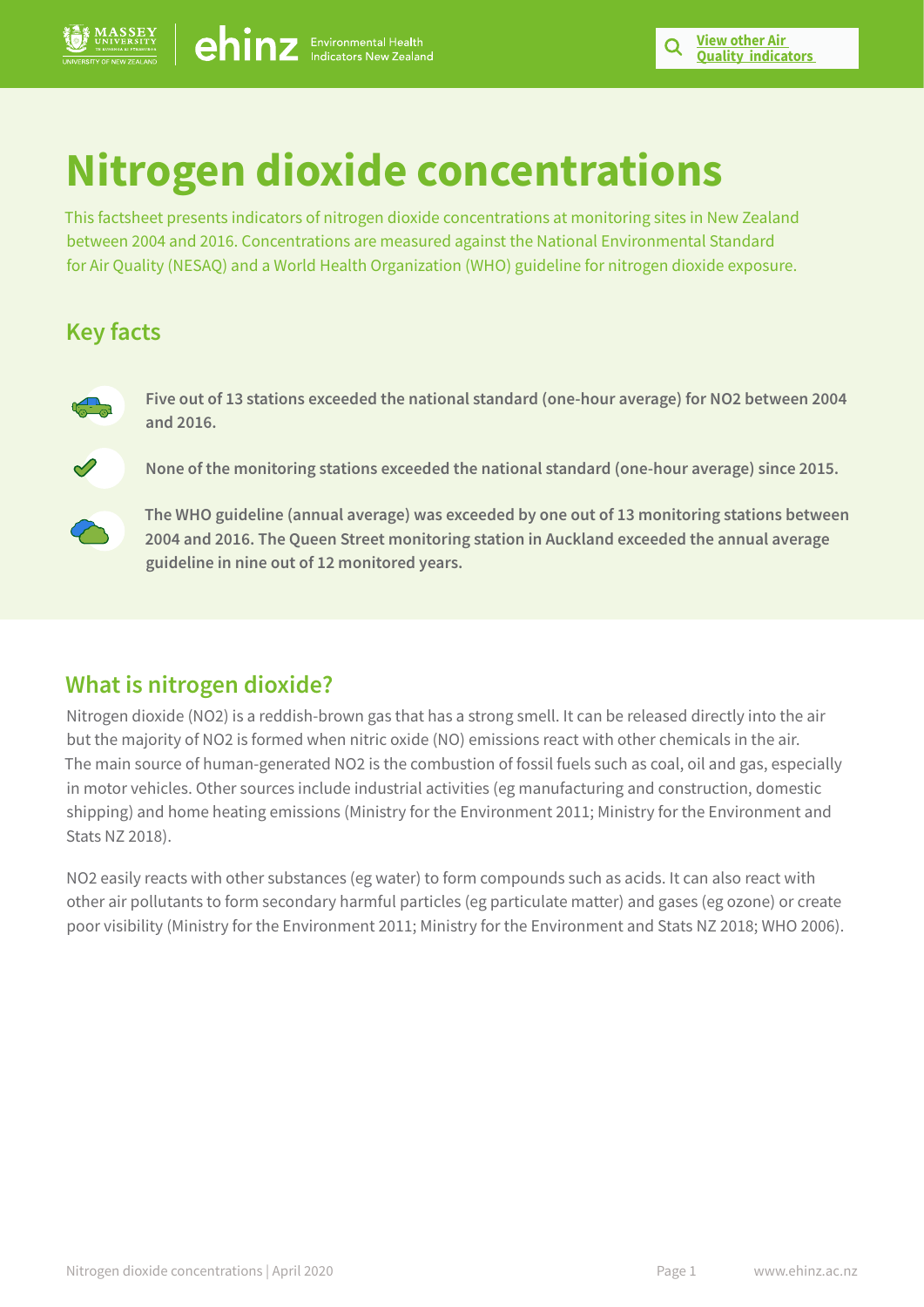View other Air Quality indicators

# Nitrogen dioxide concentrations

This factsheet presents indicators of nitrogen dioxide concentrations at monitoring sites in New Zealand between 2004 and 2016. Concentrations are measured against the National Environmental Standard for Air Quality (NESAQ) and a World Health Organization (WHO) guideline for nitrogen dioxide exposure.

## Key facts

**Five out of 13 stations exceeded the national standard (one-hour average) for NO2 between 2004 and 2016.**

**None of the monitoring stations exceeded the national standard (one-hour average) since 2015.**

**The WHO guideline (annual average) was exceeded by one out of 13 monitoring stations between 2004 and 2016. The Queen Street monitoring station in Auckland exceeded the annual average guideline in nine out of 12 monitored years.**

## What is nitrogen dioxide?

Nitrogen dioxide (NO2) is a reddish-brown gas that has a strong smell. It can be released directly into the air but the majority of NO2 is formed when nitric oxide (NO) emissions react with other chemicals in the air. The main source of human-generated NO2 is the combustion of fossil fuels such as coal, oil and gas, especially in motor vehicles. Other sources include industrial activities (eg manufacturing and construction, domestic shipping) and home heating emissions (Ministry for the Environment 2011; Ministry for the Environment and Stats NZ 2018).

NO2 easily reacts with other substances (eg water) to form compounds such as acids. It can also react with other air pollutants to form secondary harmful particles (eg particulate matter) and gases (eg ozone) or create poor visibility (Ministry for the Environment 2011; Ministry for the Environment and Stats NZ 2018; WHO 2006).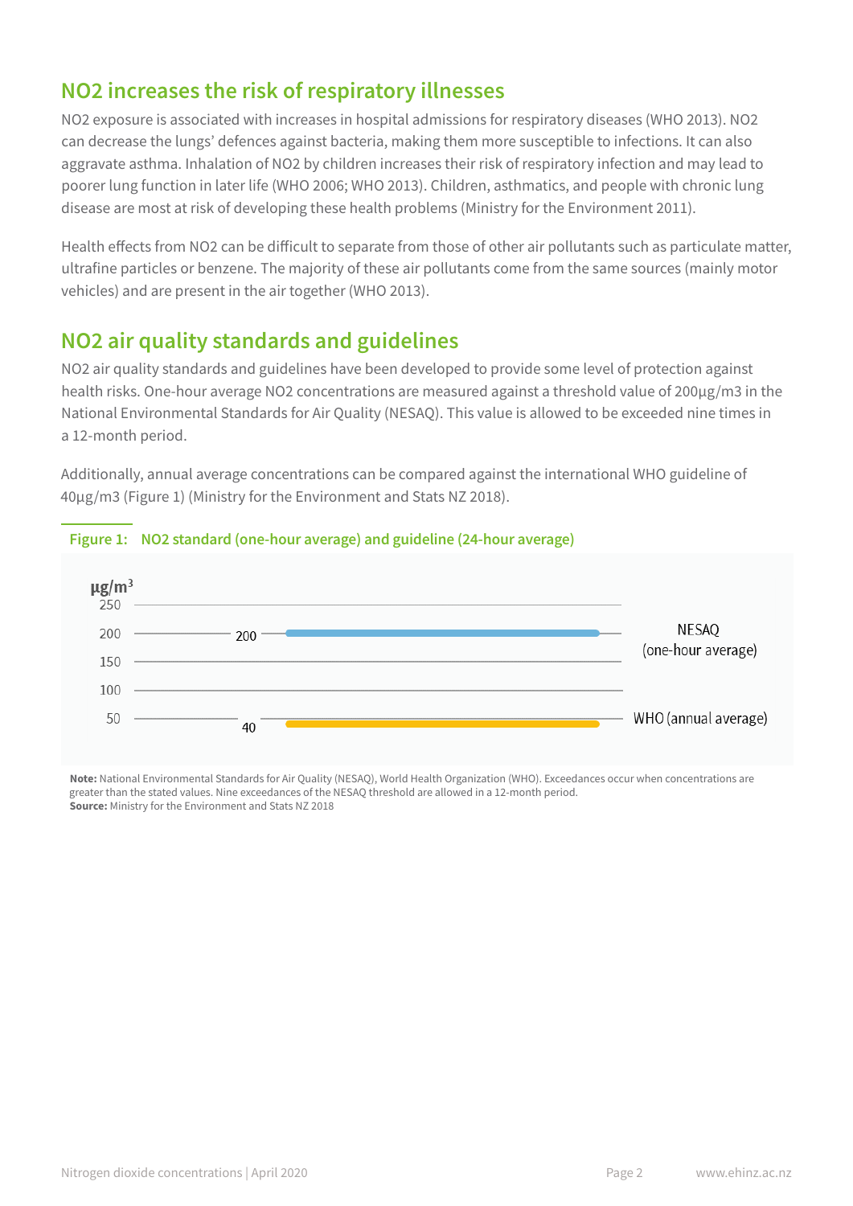## NO2 increases the risk of respiratory illnesses

NO2 exposure is associated with increases in hospital admissions for respiratory diseases (WHO 2013). NO2 can decrease the lungs' defences against bacteria, making them more susceptible to infections. It can also aggravate asthma. Inhalation of NO2 by children increases their risk of respiratory infection and may lead to poorer lung function in later life (WHO 2006; WHO 2013). Children, asthmatics, and people with chronic lung disease are most at risk of developing these health problems (Ministry for the Environment 2011).

Health effects from NO2 can be difficult to separate from those of other air pollutants such as particulate matter, ultrafine particles or benzene. The majority of these air pollutants come from the same sources (mainly motor vehicles) and are present in the air together (WHO 2013).

## NO2 air quality standards and guidelines

NO2 air quality standards and guidelines have been developed to provide some level of protection against health risks. One-hour average NO2 concentrations are measured against a threshold value of 200µg/m3 in the National Environmental Standards for Air Quality (NESAQ). This value is allowed to be exceeded nine times in a 12-month period.

Additionally, annual average concentrations can be compared against the international WHO guideline of 40µg/m3 (Figure 1) (Ministry for the Environment and Stats NZ 2018).

**Figure 1: NO2 standard (one-hour average) and guideline (24-hour average)**

| Standard / guideline | Value ($\mu g/m^3$) |
|---|---|
| NESAQ (one-hour average) | 200 |
| WHO (annual average) | 40 |

**Note:** National Environmental Standards for Air Quality (NESAQ), World Health Organization (WHO). Exceedances occur when concentrations are greater than the stated values. Nine exceedances of the NESAQ threshold are allowed in a 12-month period.
**Source:** Ministry for the Environment and Stats NZ 2018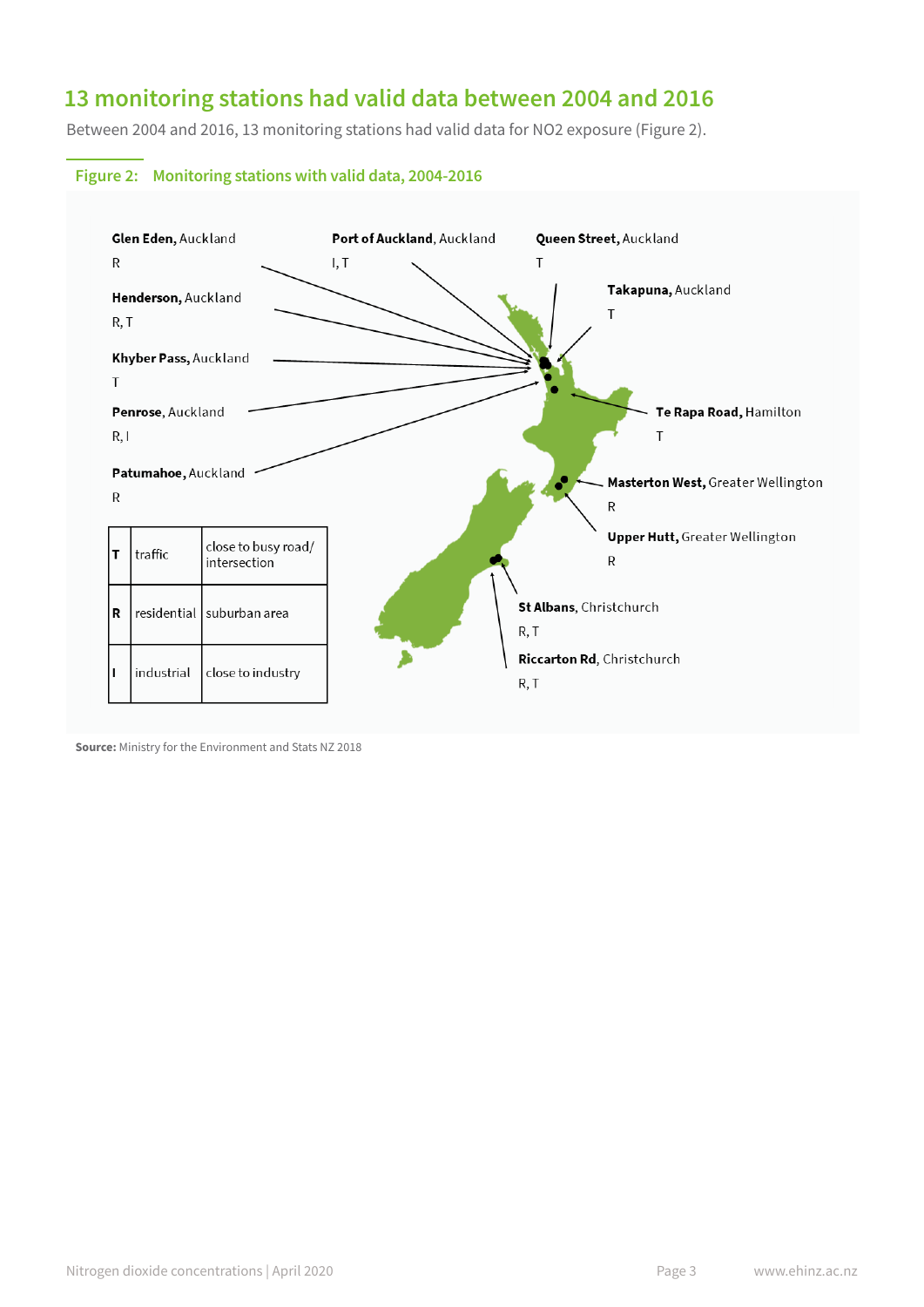## 13 monitoring stations had valid data between 2004 and 2016

Between 2004 and 2016, 13 monitoring stations had valid data for NO2 exposure (Figure 2).

**Figure 2: Monitoring stations with valid data, 2004-2016**

**Glen Eden**, Auckland
R

**Port of Auckland**, Auckland
I, T

**Queen Street**, Auckland
T

**Takapuna**, Auckland
T

**Henderson**, Auckland
R, T

**Khyber Pass**, Auckland
T

**Penrose**, Auckland
R, I

**Te Rapa Road**, Hamilton
T

**Patumahoe**, Auckland
R

**Masterton West**, Greater Wellington
R

**Upper Hutt**, Greater Wellington
R

**St Albans**, Christchurch
R, T

**Riccarton Rd**, Christchurch
R, T

| | | |
|---|---|---|
| **T** | traffic | close to busy road/ intersection |
| **R** | residential | suburban area |
| **I** | industrial | close to industry |

**Source:** Ministry for the Environment and Stats NZ 2018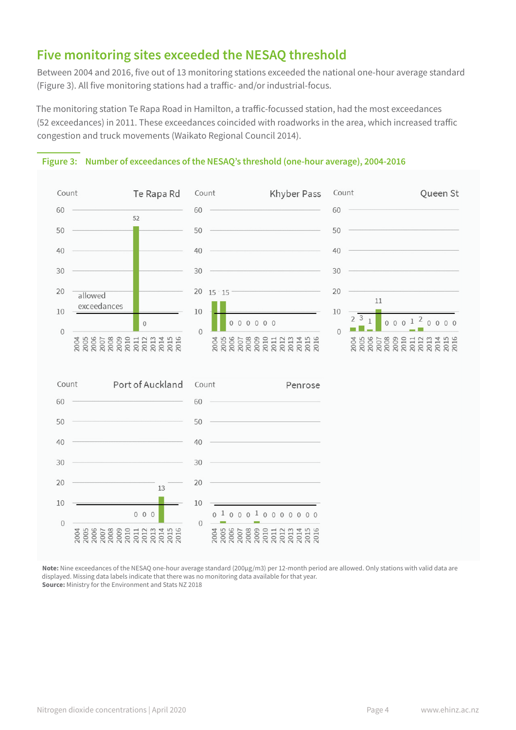## Five monitoring sites exceeded the NESAQ threshold

Between 2004 and 2016, five out of 13 monitoring stations exceeded the national one-hour average standard (Figure 3). All five monitoring stations had a traffic- and/or industrial-focus.

The monitoring station Te Rapa Road in Hamilton, a traffic-focussed station, had the most exceedances (52 exceedances) in 2011. These exceedances coincided with roadworks in the area, which increased traffic congestion and truck movements (Waikato Regional Council 2014).

**Figure 3: Number of exceedances of the NESAQ's threshold (one-hour average), 2004-2016**

**Note:** Nine exceedances of the NESAQ one-hour average standard (200μg/m3) per 12-month period are allowed. Only stations with valid data are displayed. Missing data labels indicate that there was no monitoring data available for that year.
**Source:** Ministry for the Environment and Stats NZ 2018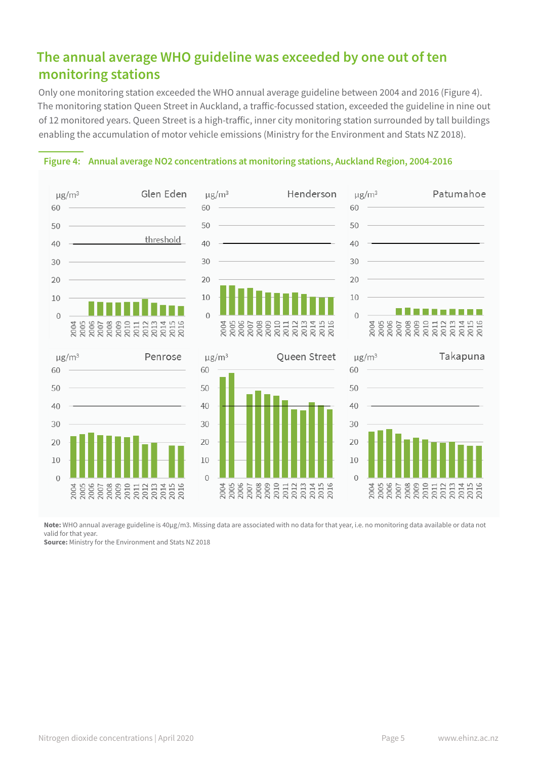## The annual average WHO guideline was exceeded by one out of ten monitoring stations

Only one monitoring station exceeded the WHO annual average guideline between 2004 and 2016 (Figure 4). The monitoring station Queen Street in Auckland, a traffic-focussed station, exceeded the guideline in nine out of 12 monitored years. Queen Street is a high-traffic, inner city monitoring station surrounded by tall buildings enabling the accumulation of motor vehicle emissions (Ministry for the Environment and Stats NZ 2018).

**Figure 4: Annual average NO2 concentrations at monitoring stations, Auckland Region, 2004-2016**

**Note:** WHO annual average guideline is 40µg/m3. Missing data are associated with no data for that year, i.e. no monitoring data available or data not valid for that year.
**Source:** Ministry for the Environment and Stats NZ 2018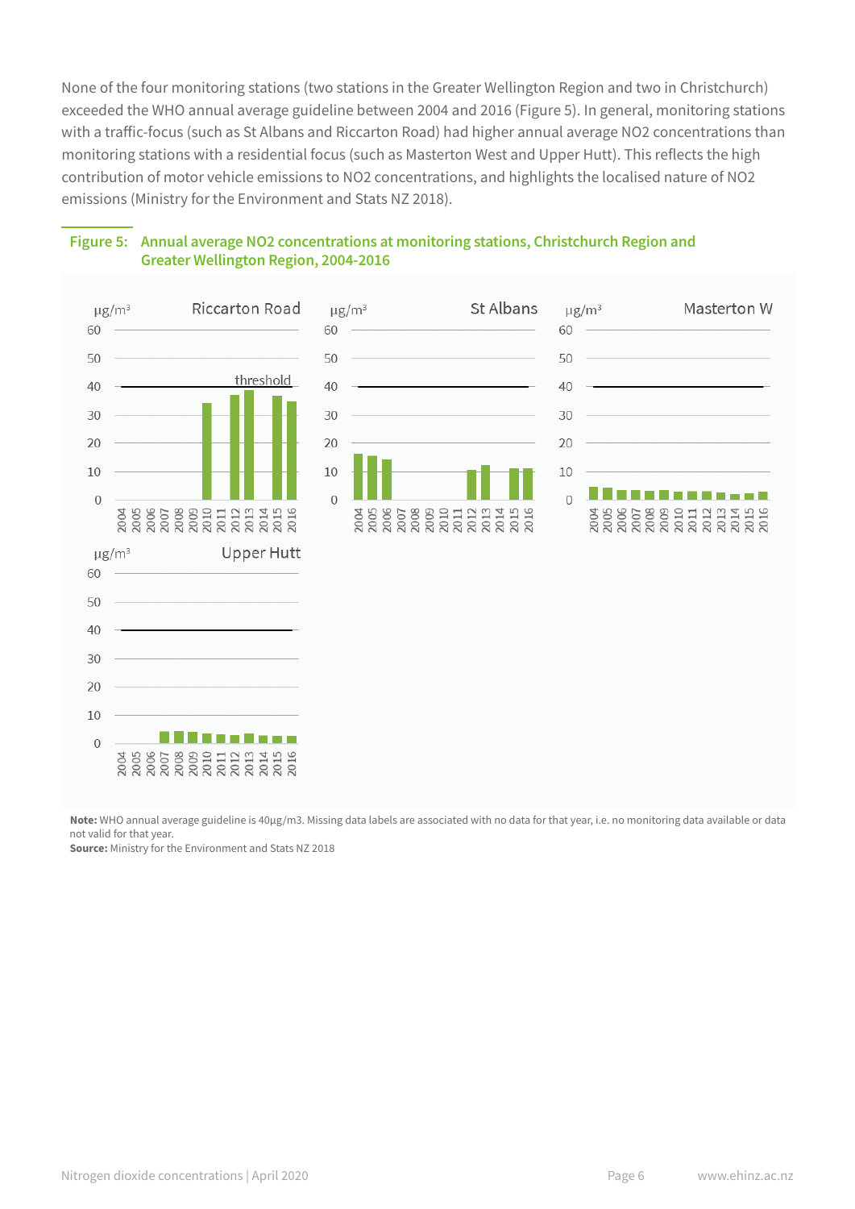None of the four monitoring stations (two stations in the Greater Wellington Region and two in Christchurch) exceeded the WHO annual average guideline between 2004 and 2016 (Figure 5). In general, monitoring stations with a traffic-focus (such as St Albans and Riccarton Road) had higher annual average NO2 concentrations than monitoring stations with a residential focus (such as Masterton West and Upper Hutt). This reflects the high contribution of motor vehicle emissions to NO2 concentrations, and highlights the localised nature of NO2 emissions (Ministry for the Environment and Stats NZ 2018).

**Figure 5: Annual average NO2 concentrations at monitoring stations, Christchurch Region and Greater Wellington Region, 2004-2016**

**Note:** WHO annual average guideline is 40µg/m3. Missing data labels are associated with no data for that year, i.e. no monitoring data available or data not valid for that year.

**Source:** Ministry for the Environment and Stats NZ 2018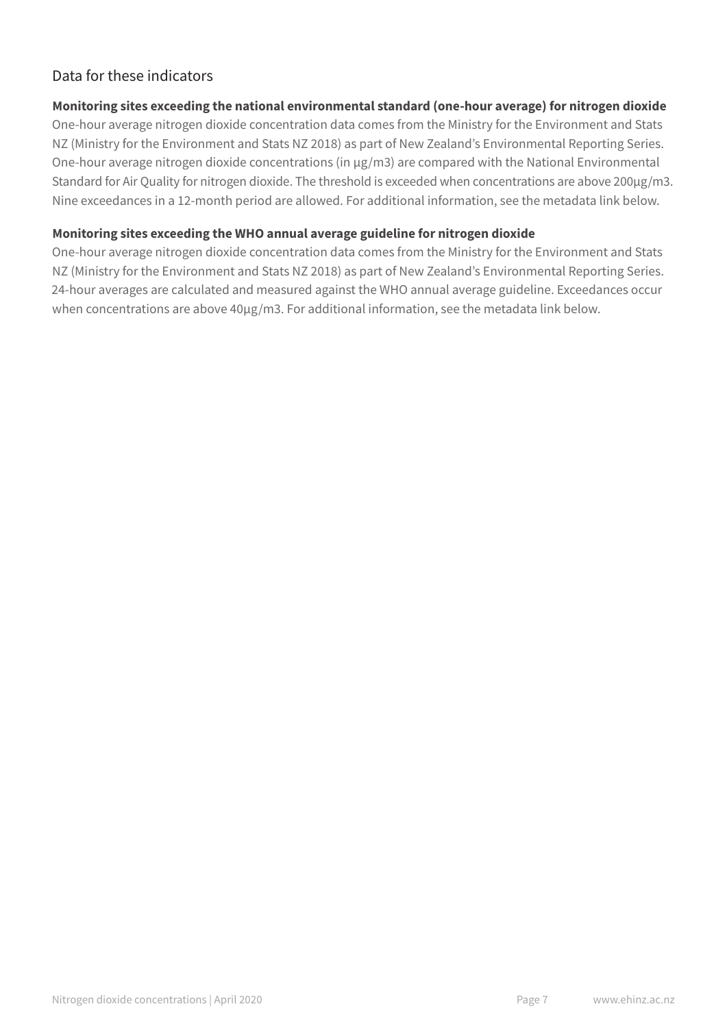## Data for these indicators

**Monitoring sites exceeding the national environmental standard (one-hour average) for nitrogen dioxide**

One-hour average nitrogen dioxide concentration data comes from the Ministry for the Environment and Stats NZ (Ministry for the Environment and Stats NZ 2018) as part of New Zealand's Environmental Reporting Series. One-hour average nitrogen dioxide concentrations (in µg/m3) are compared with the National Environmental Standard for Air Quality for nitrogen dioxide. The threshold is exceeded when concentrations are above 200µg/m3. Nine exceedances in a 12-month period are allowed. For additional information, see the metadata link below.

**Monitoring sites exceeding the WHO annual average guideline for nitrogen dioxide**

One-hour average nitrogen dioxide concentration data comes from the Ministry for the Environment and Stats NZ (Ministry for the Environment and Stats NZ 2018) as part of New Zealand's Environmental Reporting Series. 24-hour averages are calculated and measured against the WHO annual average guideline. Exceedances occur when concentrations are above 40µg/m3. For additional information, see the metadata link below.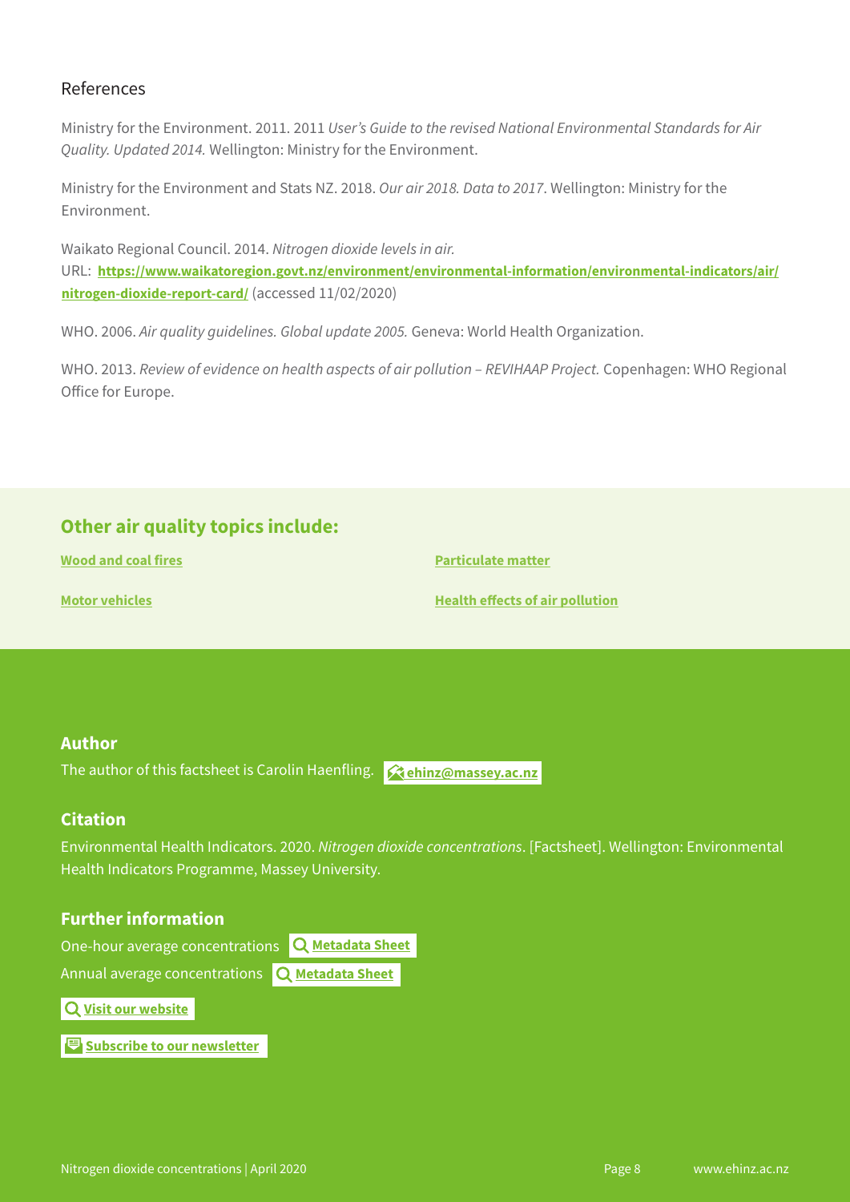## References

Ministry for the Environment. 2011. 2011 *User's Guide to the revised National Environmental Standards for Air Quality. Updated 2014.* Wellington: Ministry for the Environment.

Ministry for the Environment and Stats NZ. 2018. *Our air 2018. Data to 2017*. Wellington: Ministry for the Environment.

Waikato Regional Council. 2014. *Nitrogen dioxide levels in air.*
URL: **https://www.waikatoregion.govt.nz/environment/environmental-information/environmental-indicators/air/nitrogen-dioxide-report-card/** (accessed 11/02/2020)

WHO. 2006. *Air quality guidelines. Global update 2005.* Geneva: World Health Organization.

WHO. 2013. *Review of evidence on health aspects of air pollution – REVIHAAP Project.* Copenhagen: WHO Regional Office for Europe.

## Other air quality topics include:

**Wood and coal fires**

**Particulate matter**

**Motor vehicles**

**Health effects of air pollution**

### Author

The author of this factsheet is Carolin Haenfling. **ehinz@massey.ac.nz**

### Citation

Environmental Health Indicators. 2020. *Nitrogen dioxide concentrations*. [Factsheet]. Wellington: Environmental Health Indicators Programme, Massey University.

### Further information

One-hour average concentrations **Metadata Sheet**

Annual average concentrations **Metadata Sheet**

**Visit our website**

**Subscribe to our newsletter**